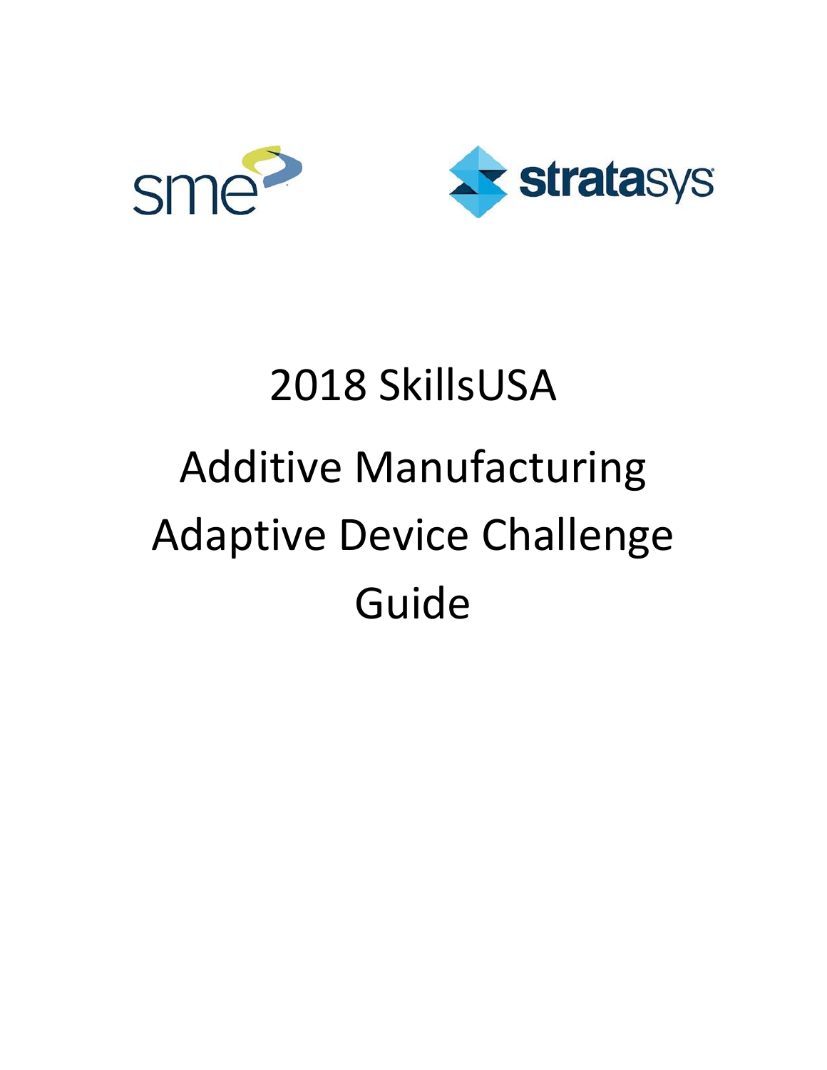sme

stratasys

# 2018 SkillsUSA

# Additive Manufacturing

# Adaptive Device Challenge

# Guide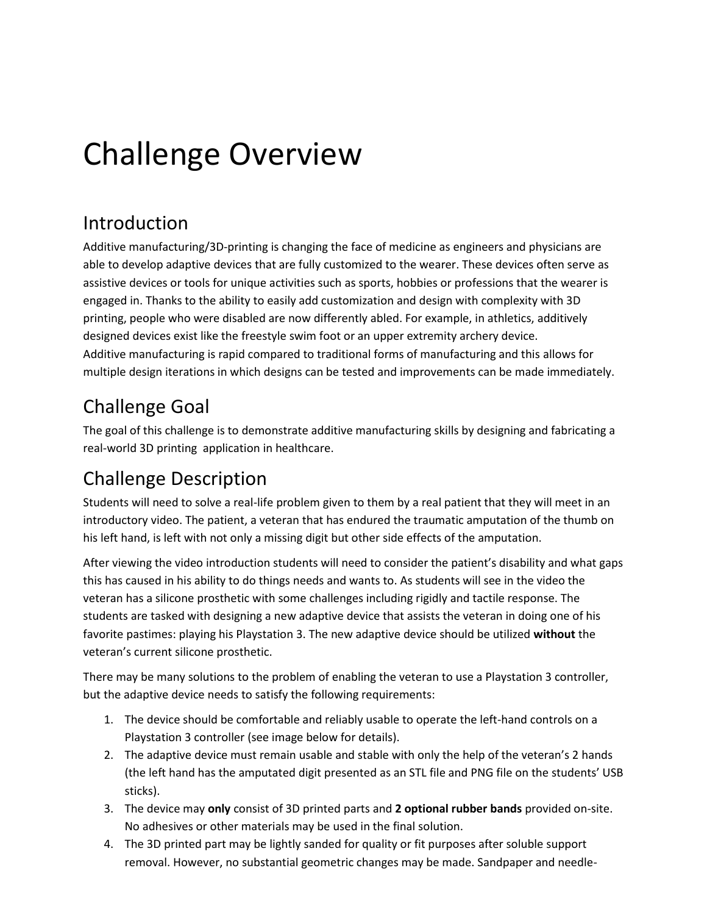# Challenge Overview

## Introduction

Additive manufacturing/3D-printing is changing the face of medicine as engineers and physicians are able to develop adaptive devices that are fully customized to the wearer. These devices often serve as assistive devices or tools for unique activities such as sports, hobbies or professions that the wearer is engaged in. Thanks to the ability to easily add customization and design with complexity with 3D printing, people who were disabled are now differently abled. For example, in athletics, additively designed devices exist like the freestyle swim foot or an upper extremity archery device.
Additive manufacturing is rapid compared to traditional forms of manufacturing and this allows for multiple design iterations in which designs can be tested and improvements can be made immediately.

## Challenge Goal

The goal of this challenge is to demonstrate additive manufacturing skills by designing and fabricating a real-world 3D printing application in healthcare.

## Challenge Description

Students will need to solve a real-life problem given to them by a real patient that they will meet in an introductory video. The patient, a veteran that has endured the traumatic amputation of the thumb on his left hand, is left with not only a missing digit but other side effects of the amputation.

After viewing the video introduction students will need to consider the patient's disability and what gaps this has caused in his ability to do things needs and wants to. As students will see in the video the veteran has a silicone prosthetic with some challenges including rigidly and tactile response. The students are tasked with designing a new adaptive device that assists the veteran in doing one of his favorite pastimes: playing his Playstation 3. The new adaptive device should be utilized **without** the veteran's current silicone prosthetic.

There may be many solutions to the problem of enabling the veteran to use a Playstation 3 controller, but the adaptive device needs to satisfy the following requirements:

1. The device should be comfortable and reliably usable to operate the left-hand controls on a Playstation 3 controller (see image below for details).
2. The adaptive device must remain usable and stable with only the help of the veteran's 2 hands (the left hand has the amputated digit presented as an STL file and PNG file on the students' USB sticks).
3. The device may **only** consist of 3D printed parts and **2 optional rubber bands** provided on-site. No adhesives or other materials may be used in the final solution.
4. The 3D printed part may be lightly sanded for quality or fit purposes after soluble support removal. However, no substantial geometric changes may be made. Sandpaper and needle-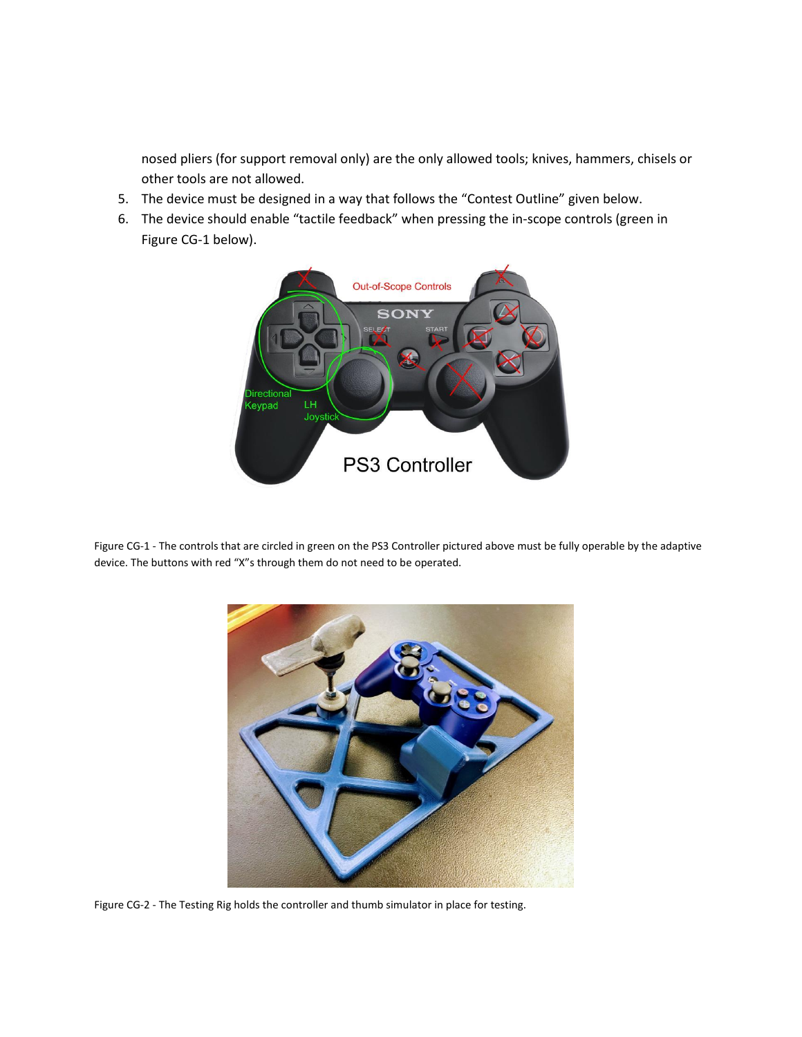nosed pliers (for support removal only) are the only allowed tools; knives, hammers, chisels or other tools are not allowed.

5. The device must be designed in a way that follows the "Contest Outline" given below.
6. The device should enable "tactile feedback" when pressing the in-scope controls (green in Figure CG-1 below).

Figure CG-1 - The controls that are circled in green on the PS3 Controller pictured above must be fully operable by the adaptive device. The buttons with red "X"s through them do not need to be operated.

Figure CG-2 - The Testing Rig holds the controller and thumb simulator in place for testing.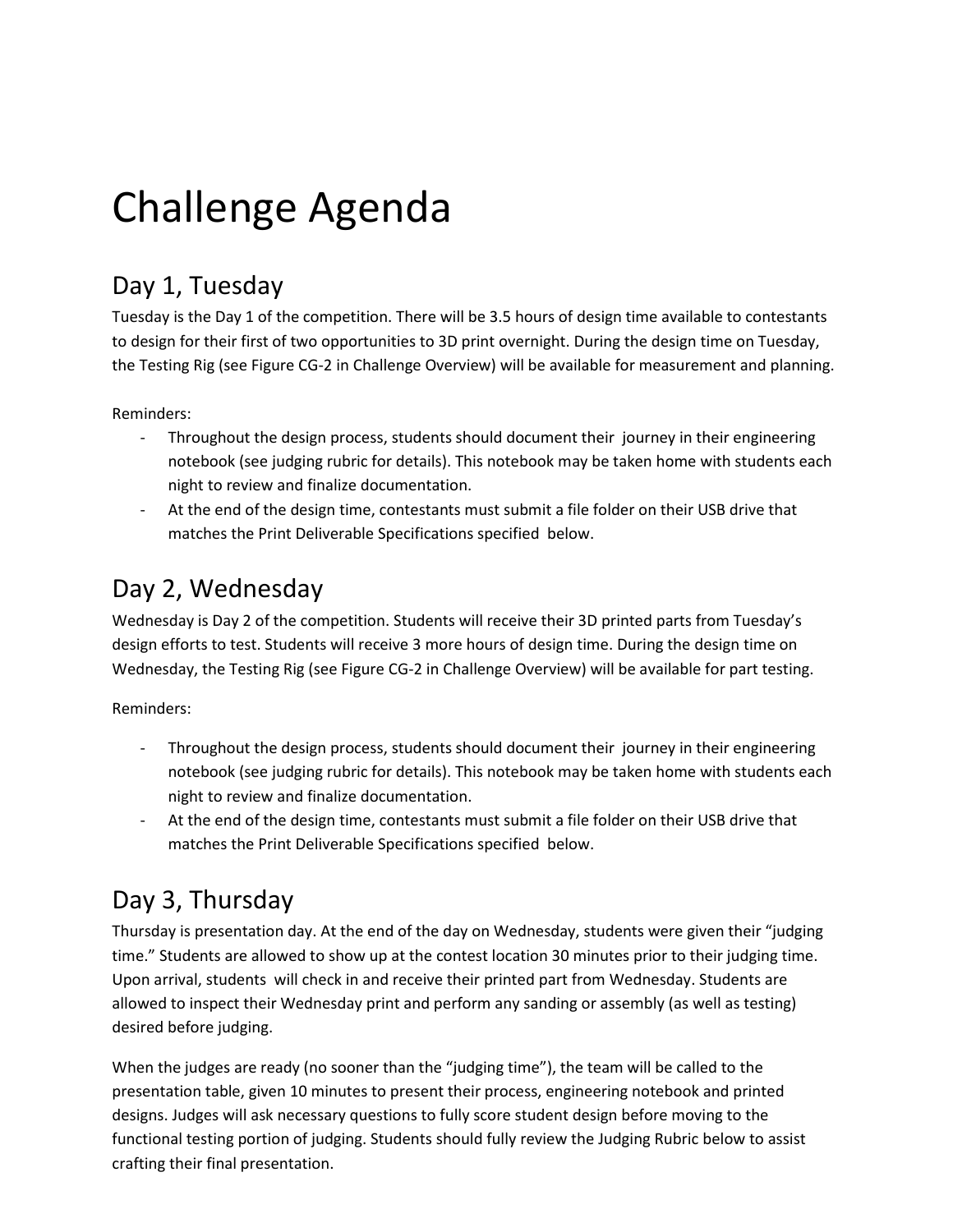# Challenge Agenda

## Day 1, Tuesday

Tuesday is the Day 1 of the competition. There will be 3.5 hours of design time available to contestants to design for their first of two opportunities to 3D print overnight. During the design time on Tuesday, the Testing Rig (see Figure CG-2 in Challenge Overview) will be available for measurement and planning.

Reminders:

- Throughout the design process, students should document their journey in their engineering notebook (see judging rubric for details). This notebook may be taken home with students each night to review and finalize documentation.
- At the end of the design time, contestants must submit a file folder on their USB drive that matches the Print Deliverable Specifications specified below.

## Day 2, Wednesday

Wednesday is Day 2 of the competition. Students will receive their 3D printed parts from Tuesday's design efforts to test. Students will receive 3 more hours of design time. During the design time on Wednesday, the Testing Rig (see Figure CG-2 in Challenge Overview) will be available for part testing.

Reminders:

- Throughout the design process, students should document their journey in their engineering notebook (see judging rubric for details). This notebook may be taken home with students each night to review and finalize documentation.
- At the end of the design time, contestants must submit a file folder on their USB drive that matches the Print Deliverable Specifications specified below.

## Day 3, Thursday

Thursday is presentation day. At the end of the day on Wednesday, students were given their "judging time." Students are allowed to show up at the contest location 30 minutes prior to their judging time. Upon arrival, students will check in and receive their printed part from Wednesday. Students are allowed to inspect their Wednesday print and perform any sanding or assembly (as well as testing) desired before judging.

When the judges are ready (no sooner than the "judging time"), the team will be called to the presentation table, given 10 minutes to present their process, engineering notebook and printed designs. Judges will ask necessary questions to fully score student design before moving to the functional testing portion of judging. Students should fully review the Judging Rubric below to assist crafting their final presentation.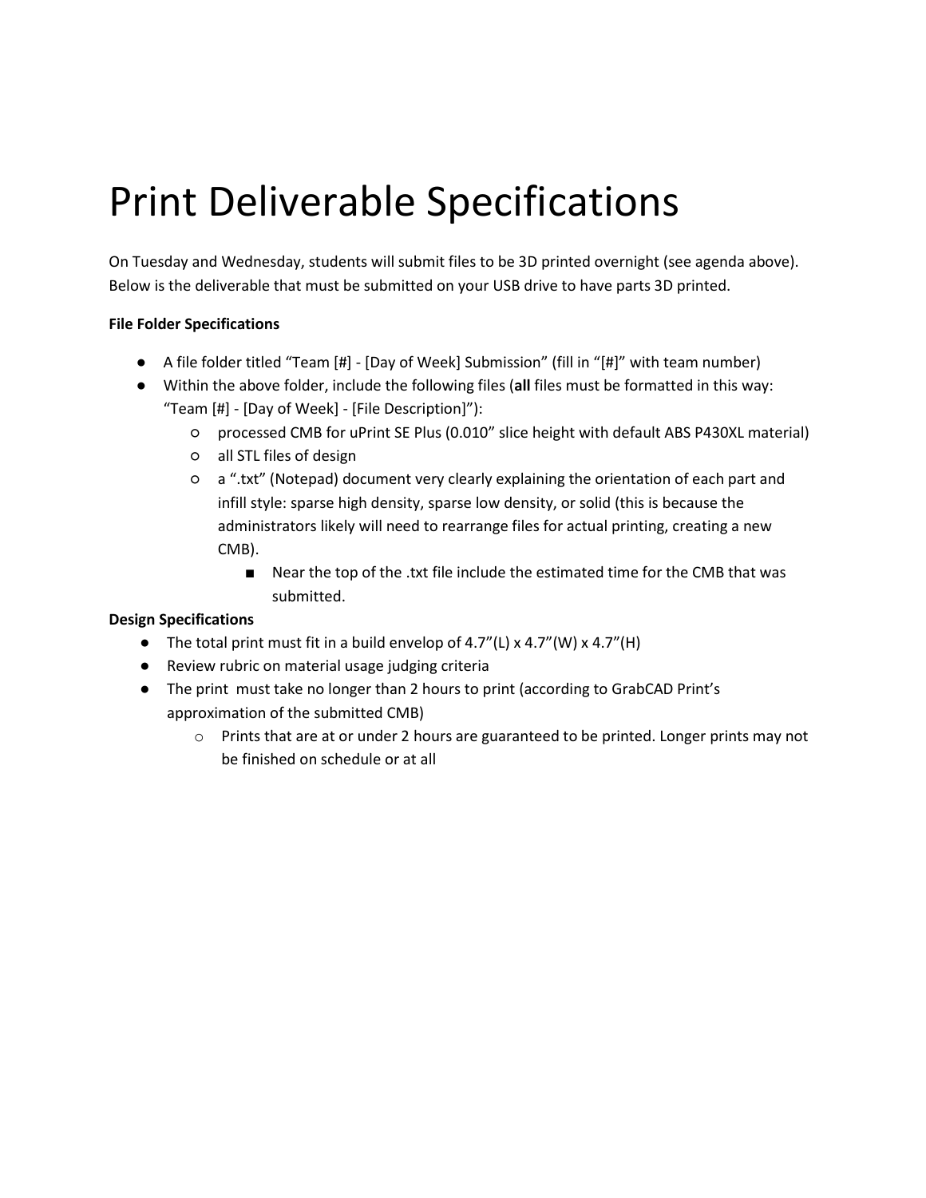# Print Deliverable Specifications

On Tuesday and Wednesday, students will submit files to be 3D printed overnight (see agenda above). Below is the deliverable that must be submitted on your USB drive to have parts 3D printed.

**File Folder Specifications**

- A file folder titled “Team [#] - [Day of Week] Submission” (fill in “[#]” with team number)
- Within the above folder, include the following files (**all** files must be formatted in this way: “Team [#] - [Day of Week] - [File Description]”):
  - processed CMB for uPrint SE Plus (0.010” slice height with default ABS P430XL material)
  - all STL files of design
  - a “.txt” (Notepad) document very clearly explaining the orientation of each part and infill style: sparse high density, sparse low density, or solid (this is because the administrators likely will need to rearrange files for actual printing, creating a new CMB).
    - Near the top of the .txt file include the estimated time for the CMB that was submitted.

**Design Specifications**

- The total print must fit in a build envelop of 4.7”(L) x 4.7”(W) x 4.7”(H)
- Review rubric on material usage judging criteria
- The print must take no longer than 2 hours to print (according to GrabCAD Print’s approximation of the submitted CMB)
  - Prints that are at or under 2 hours are guaranteed to be printed. Longer prints may not be finished on schedule or at all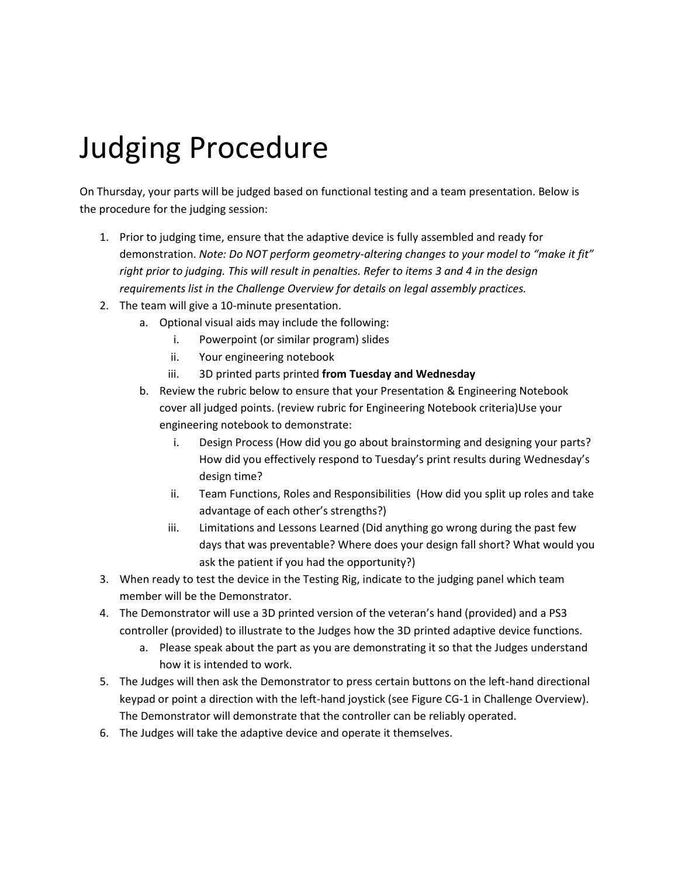# Judging Procedure

On Thursday, your parts will be judged based on functional testing and a team presentation. Below is the procedure for the judging session:

1. Prior to judging time, ensure that the adaptive device is fully assembled and ready for demonstration. *Note: Do NOT perform geometry-altering changes to your model to "make it fit" right prior to judging. This will result in penalties. Refer to items 3 and 4 in the design requirements list in the Challenge Overview for details on legal assembly practices.*
2. The team will give a 10-minute presentation.
    a. Optional visual aids may include the following:
        i. Powerpoint (or similar program) slides
        ii. Your engineering notebook
        iii. 3D printed parts printed **from Tuesday and Wednesday**
    b. Review the rubric below to ensure that your Presentation & Engineering Notebook cover all judged points. (review rubric for Engineering Notebook criteria)Use your engineering notebook to demonstrate:
        i. Design Process (How did you go about brainstorming and designing your parts? How did you effectively respond to Tuesday's print results during Wednesday's design time?
        ii. Team Functions, Roles and Responsibilities (How did you split up roles and take advantage of each other's strengths?)
        iii. Limitations and Lessons Learned (Did anything go wrong during the past few days that was preventable? Where does your design fall short? What would you ask the patient if you had the opportunity?)
3. When ready to test the device in the Testing Rig, indicate to the judging panel which team member will be the Demonstrator.
4. The Demonstrator will use a 3D printed version of the veteran's hand (provided) and a PS3 controller (provided) to illustrate to the Judges how the 3D printed adaptive device functions.
    a. Please speak about the part as you are demonstrating it so that the Judges understand how it is intended to work.
5. The Judges will then ask the Demonstrator to press certain buttons on the left-hand directional keypad or point a direction with the left-hand joystick (see Figure CG-1 in Challenge Overview). The Demonstrator will demonstrate that the controller can be reliably operated.
6. The Judges will take the adaptive device and operate it themselves.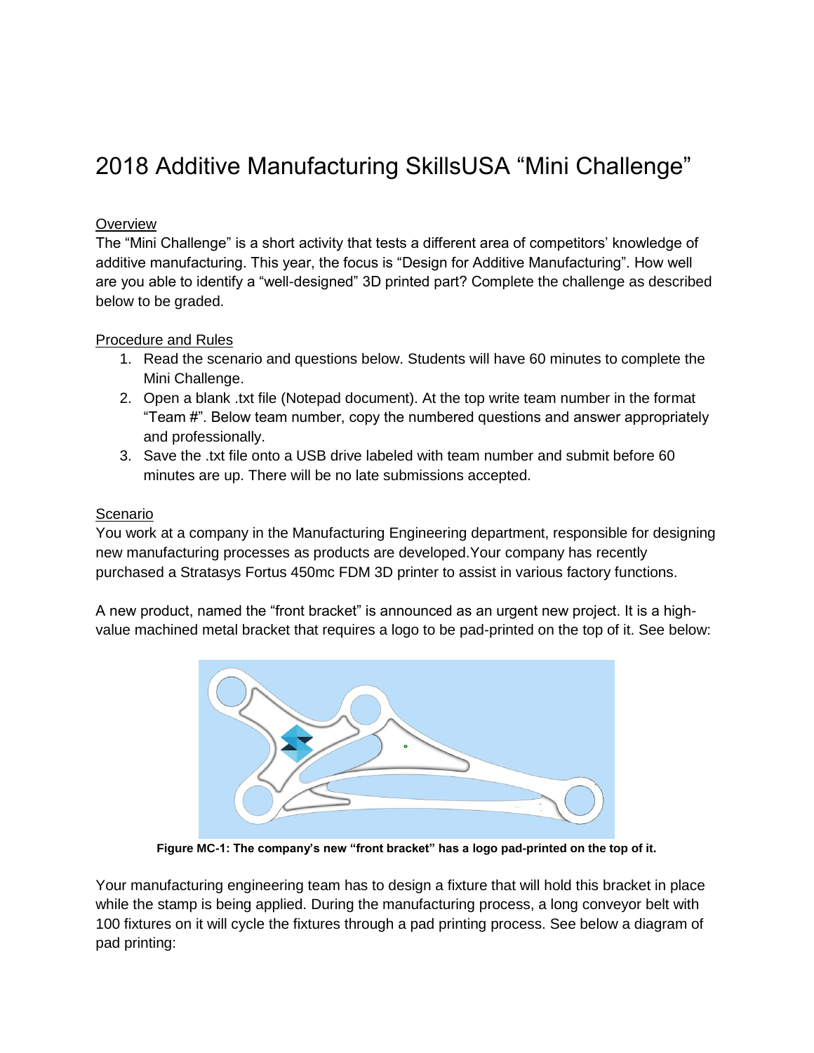# 2018 Additive Manufacturing SkillsUSA "Mini Challenge"

## Overview

The "Mini Challenge" is a short activity that tests a different area of competitors' knowledge of additive manufacturing. This year, the focus is "Design for Additive Manufacturing". How well are you able to identify a "well-designed" 3D printed part? Complete the challenge as described below to be graded.

## Procedure and Rules

1. Read the scenario and questions below. Students will have 60 minutes to complete the Mini Challenge.
2. Open a blank .txt file (Notepad document). At the top write team number in the format "Team #". Below team number, copy the numbered questions and answer appropriately and professionally.
3. Save the .txt file onto a USB drive labeled with team number and submit before 60 minutes are up. There will be no late submissions accepted.

## Scenario

You work at a company in the Manufacturing Engineering department, responsible for designing new manufacturing processes as products are developed.Your company has recently purchased a Stratasys Fortus 450mc FDM 3D printer to assist in various factory functions.

A new product, named the "front bracket" is announced as an urgent new project. It is a high-value machined metal bracket that requires a logo to be pad-printed on the top of it. See below:

**Figure MC-1: The company's new "front bracket" has a logo pad-printed on the top of it.**

Your manufacturing engineering team has to design a fixture that will hold this bracket in place while the stamp is being applied. During the manufacturing process, a long conveyor belt with 100 fixtures on it will cycle the fixtures through a pad printing process. See below a diagram of pad printing: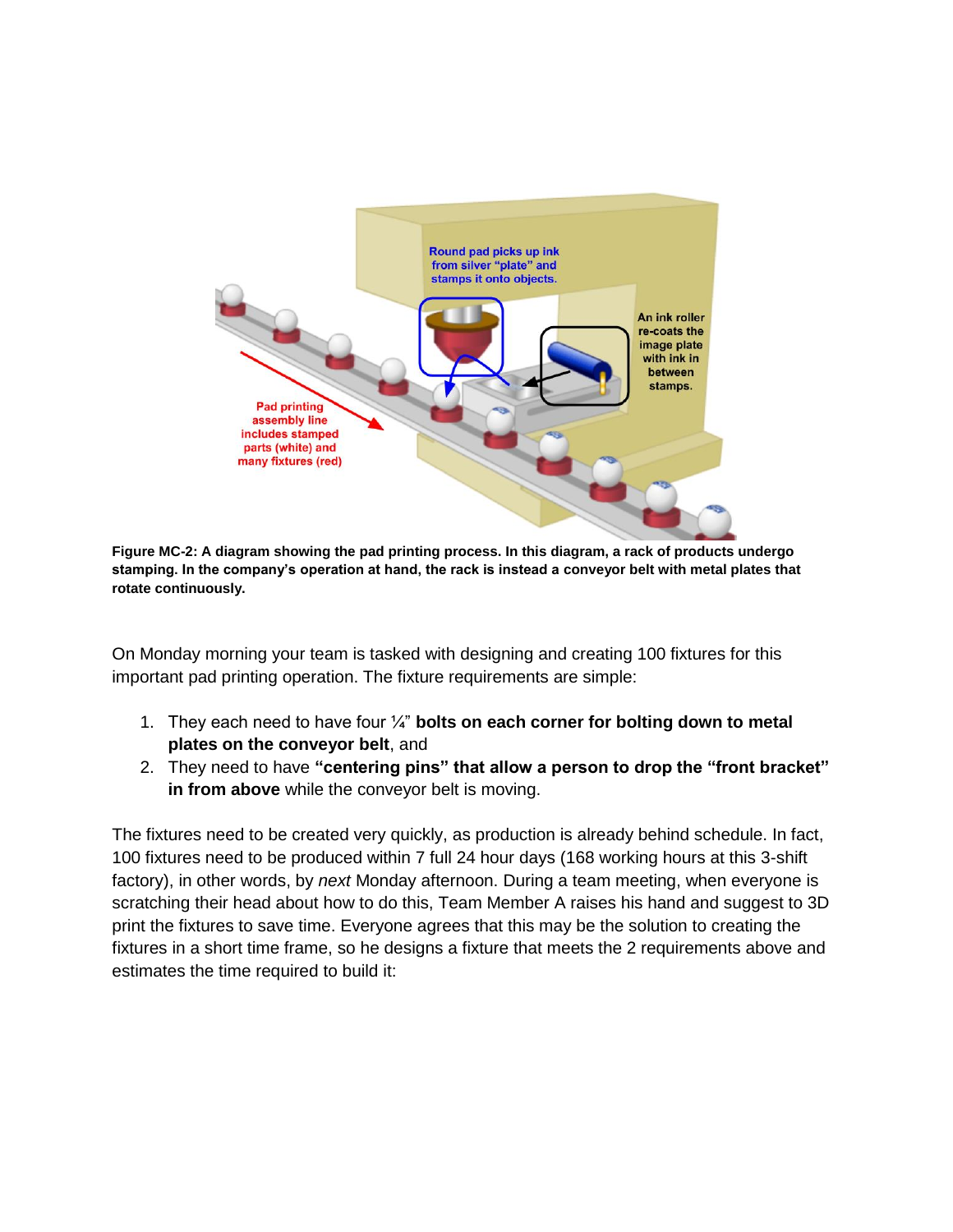Figure MC-2: A diagram showing the pad printing process. In this diagram, a rack of products undergo stamping. In the company's operation at hand, the rack is instead a conveyor belt with metal plates that rotate continuously.

On Monday morning your team is tasked with designing and creating 100 fixtures for this important pad printing operation. The fixture requirements are simple:

1. They each need to have four ¼" **bolts on each corner for bolting down to metal plates on the conveyor belt**, and
2. They need to have **"centering pins" that allow a person to drop the "front bracket" in from above** while the conveyor belt is moving.

The fixtures need to be created very quickly, as production is already behind schedule. In fact, 100 fixtures need to be produced within 7 full 24 hour days (168 working hours at this 3-shift factory), in other words, by *next* Monday afternoon. During a team meeting, when everyone is scratching their head about how to do this, Team Member A raises his hand and suggest to 3D print the fixtures to save time. Everyone agrees that this may be the solution to creating the fixtures in a short time frame, so he designs a fixture that meets the 2 requirements above and estimates the time required to build it: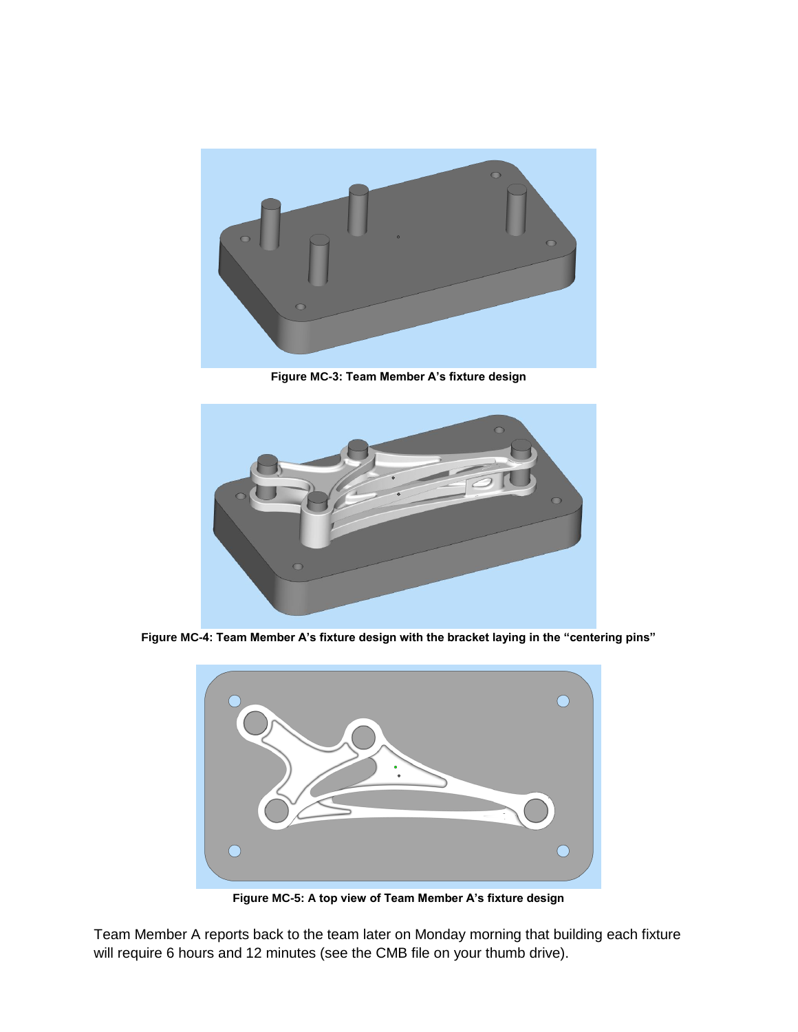**Figure MC-3: Team Member A's fixture design**

**Figure MC-4: Team Member A's fixture design with the bracket laying in the "centering pins"**

**Figure MC-5: A top view of Team Member A's fixture design**

Team Member A reports back to the team later on Monday morning that building each fixture will require 6 hours and 12 minutes (see the CMB file on your thumb drive).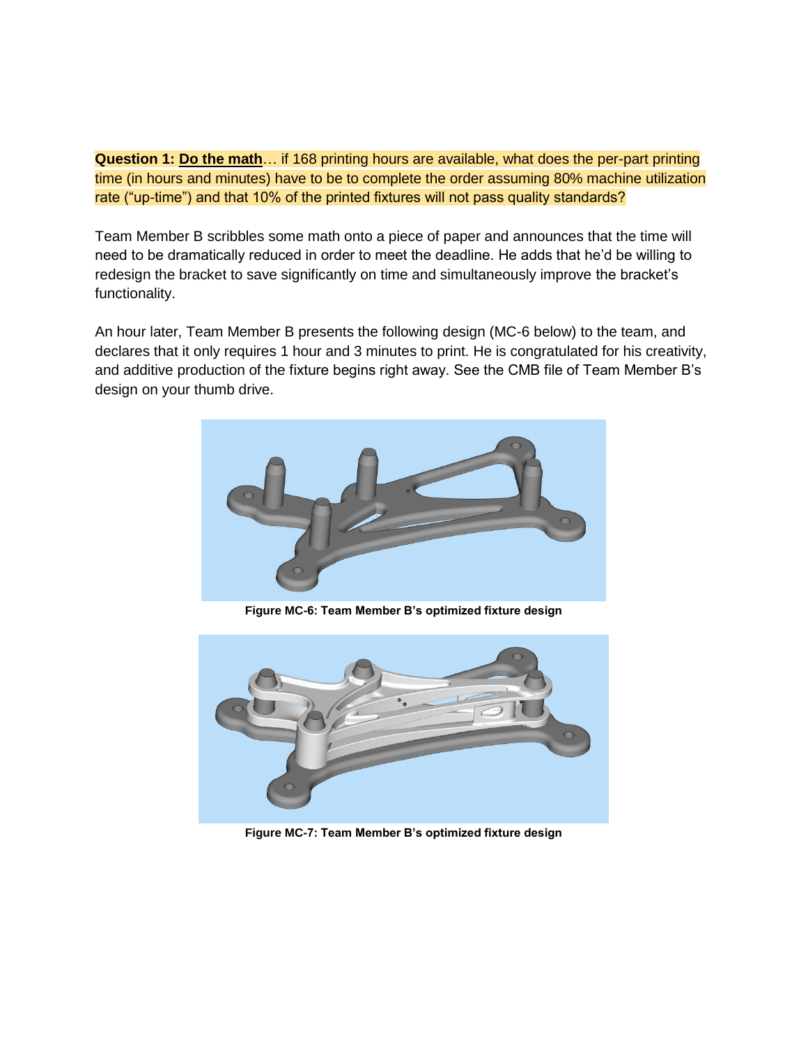**Question 1: <u>Do the math</u>**… if 168 printing hours are available, what does the per-part printing time (in hours and minutes) have to be to complete the order assuming 80% machine utilization rate (“up-time”) and that 10% of the printed fixtures will not pass quality standards?

Team Member B scribbles some math onto a piece of paper and announces that the time will need to be dramatically reduced in order to meet the deadline. He adds that he’d be willing to redesign the bracket to save significantly on time and simultaneously improve the bracket’s functionality.

An hour later, Team Member B presents the following design (MC-6 below) to the team, and declares that it only requires 1 hour and 3 minutes to print. He is congratulated for his creativity, and additive production of the fixture begins right away. See the CMB file of Team Member B’s design on your thumb drive.

**Figure MC-6: Team Member B’s optimized fixture design**

**Figure MC-7: Team Member B’s optimized fixture design**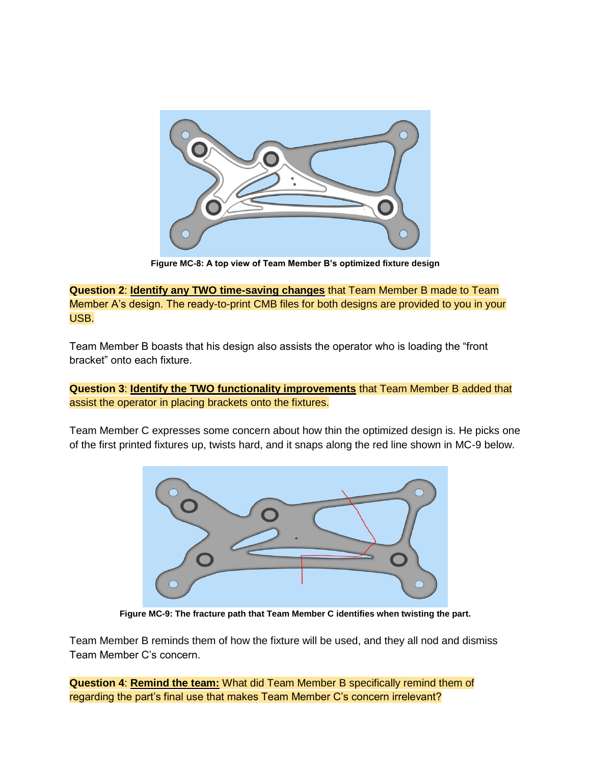Figure MC-8: A top view of Team Member B's optimized fixture design

**Question 2**: **Identify any TWO time-saving changes** that Team Member B made to Team Member A's design. The ready-to-print CMB files for both designs are provided to you in your USB.

Team Member B boasts that his design also assists the operator who is loading the "front bracket" onto each fixture.

**Question 3**: **Identify the TWO functionality improvements** that Team Member B added that assist the operator in placing brackets onto the fixtures.

Team Member C expresses some concern about how thin the optimized design is. He picks one of the first printed fixtures up, twists hard, and it snaps along the red line shown in MC-9 below.

Figure MC-9: The fracture path that Team Member C identifies when twisting the part.

Team Member B reminds them of how the fixture will be used, and they all nod and dismiss Team Member C's concern.

**Question 4**: **Remind the team:** What did Team Member B specifically remind them of regarding the part's final use that makes Team Member C's concern irrelevant?